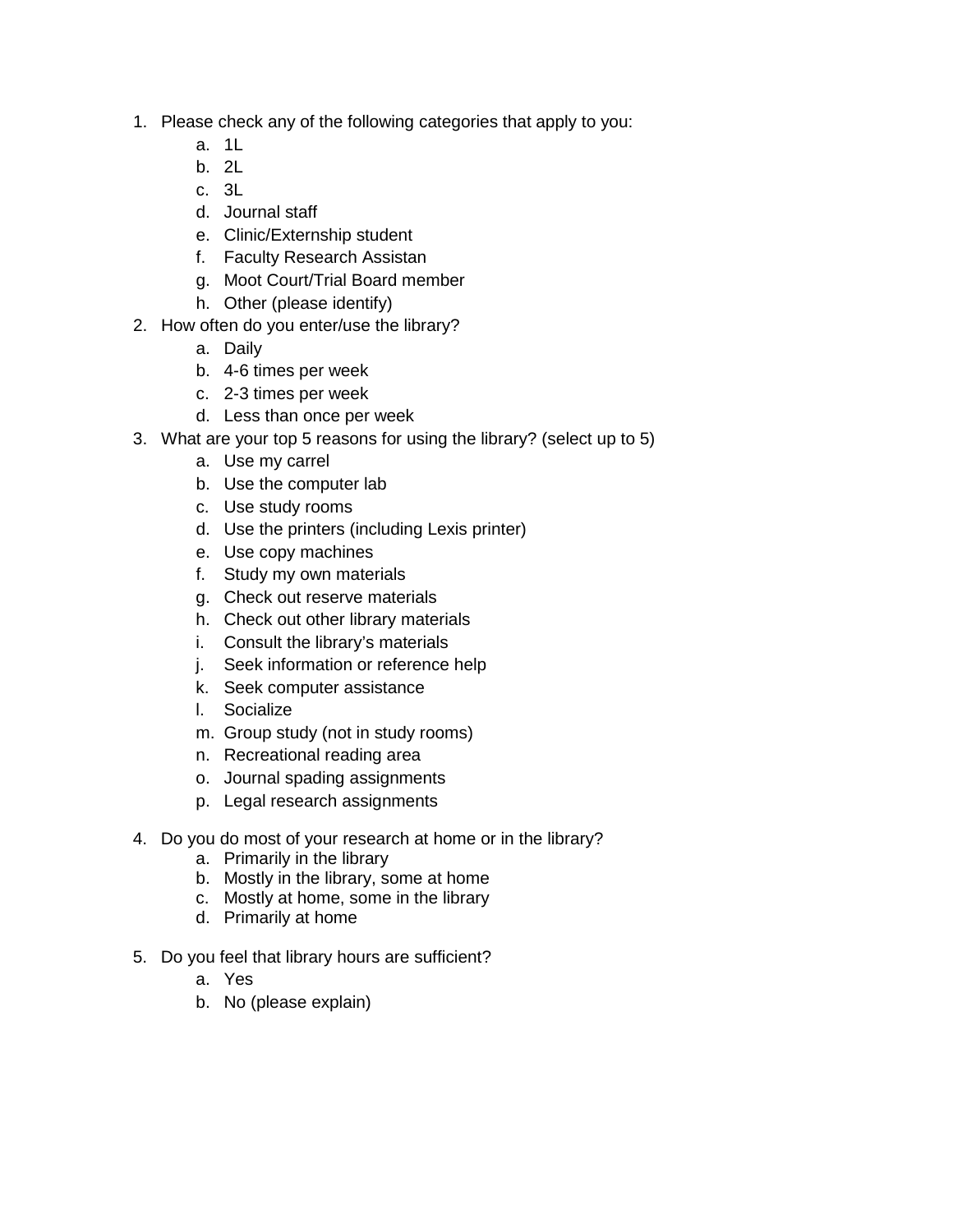1. Please check any of the following categories that apply to you:
    a. 1L
    b. 2L
    c. 3L
    d. Journal staff
    e. Clinic/Externship student
    f. Faculty Research Assistan
    g. Moot Court/Trial Board member
    h. Other (please identify)
2. How often do you enter/use the library?
    a. Daily
    b. 4-6 times per week
    c. 2-3 times per week
    d. Less than once per week
3. What are your top 5 reasons for using the library? (select up to 5)
    a. Use my carrel
    b. Use the computer lab
    c. Use study rooms
    d. Use the printers (including Lexis printer)
    e. Use copy machines
    f. Study my own materials
    g. Check out reserve materials
    h. Check out other library materials
    i. Consult the library's materials
    j. Seek information or reference help
    k. Seek computer assistance
    l. Socialize
    m. Group study (not in study rooms)
    n. Recreational reading area
    o. Journal spading assignments
    p. Legal research assignments

4. Do you do most of your research at home or in the library?
    a. Primarily in the library
    b. Mostly in the library, some at home
    c. Mostly at home, some in the library
    d. Primarily at home

5. Do you feel that library hours are sufficient?
    a. Yes
    b. No (please explain)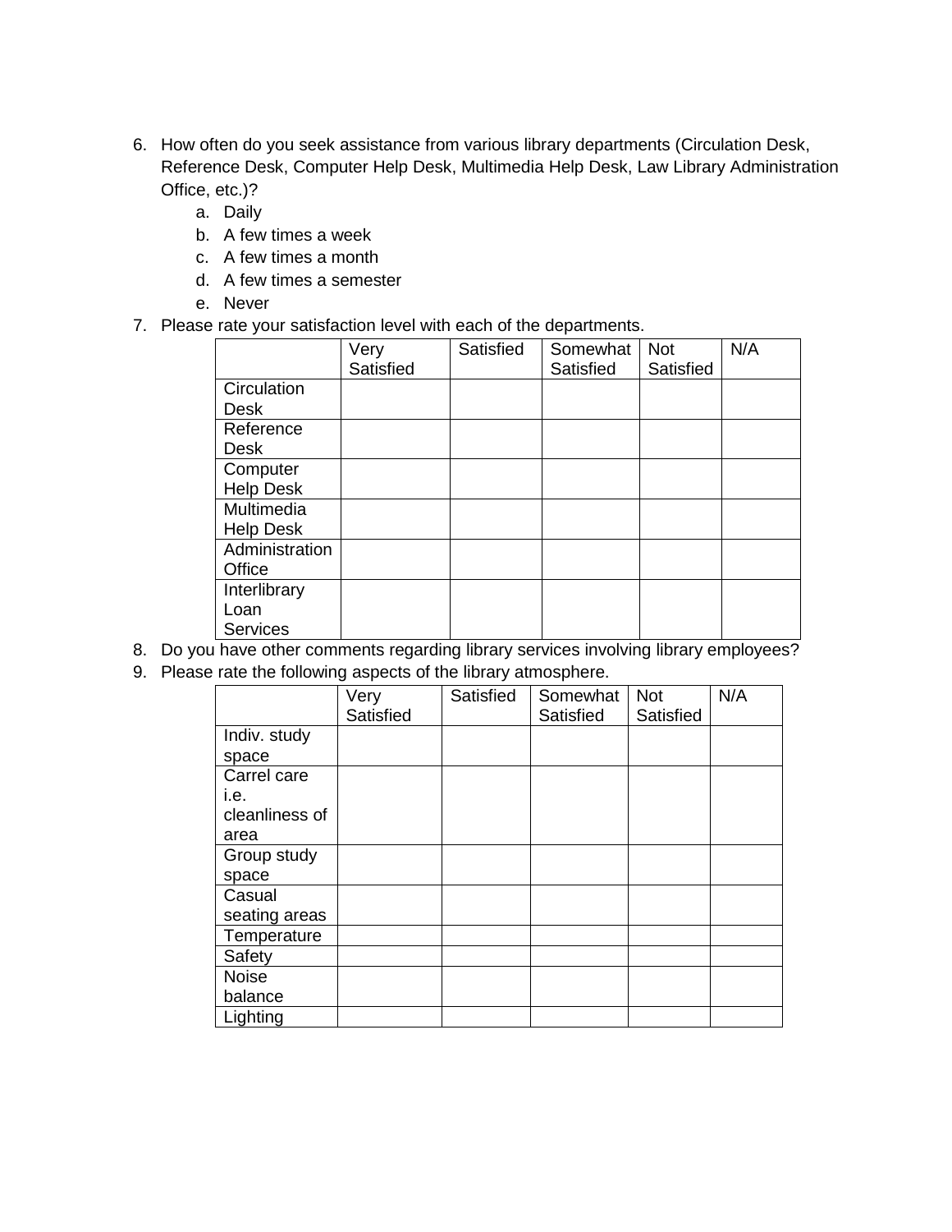6. How often do you seek assistance from various library departments (Circulation Desk, Reference Desk, Computer Help Desk, Multimedia Help Desk, Law Library Administration Office, etc.)?
    a. Daily
    b. A few times a week
    c. A few times a month
    d. A few times a semester
    e. Never
7. Please rate your satisfaction level with each of the departments.

| | Very Satisfied | Satisfied | Somewhat Satisfied | Not Satisfied | N/A |
|---|---|---|---|---|---|
| Circulation Desk | | | | | |
| Reference Desk | | | | | |
| Computer Help Desk | | | | | |
| Multimedia Help Desk | | | | | |
| Administration Office | | | | | |
| Interlibrary Loan Services | | | | | |

8. Do you have other comments regarding library services involving library employees?
9. Please rate the following aspects of the library atmosphere.

| | Very Satisfied | Satisfied | Somewhat Satisfied | Not Satisfied | N/A |
|---|---|---|---|---|---|
| Indiv. study space | | | | | |
| Carrel care i.e. cleanliness of area | | | | | |
| Group study space | | | | | |
| Casual seating areas | | | | | |
| Temperature | | | | | |
| Safety | | | | | |
| Noise balance | | | | | |
| Lighting | | | | | |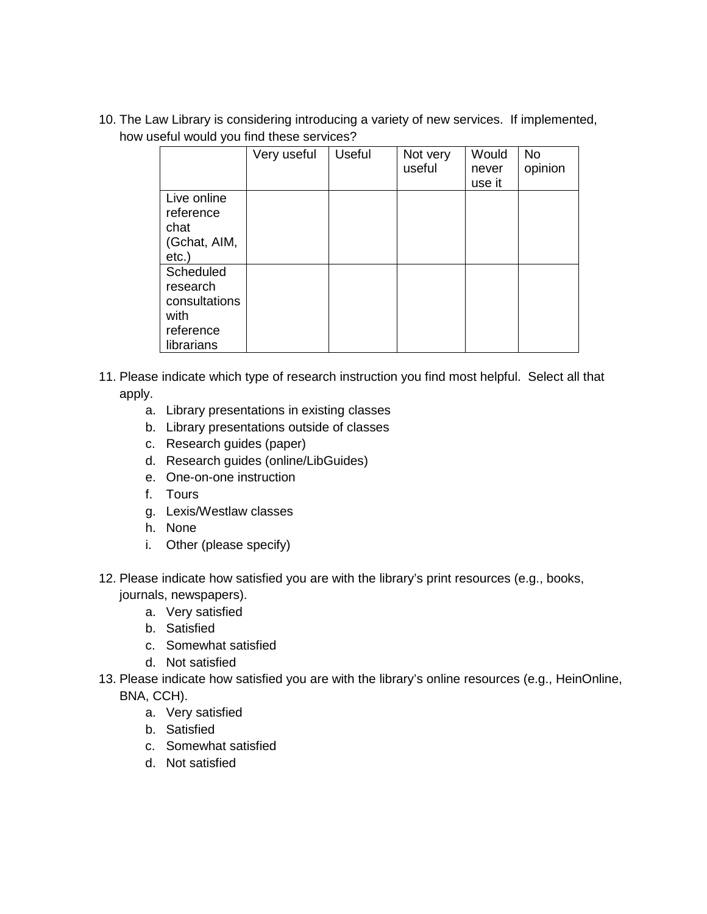10. The Law Library is considering introducing a variety of new services. If implemented, how useful would you find these services?

| | Very useful | Useful | Not very useful | Would never use it | No opinion |
|---|---|---|---|---|---|
| Live online reference chat (Gchat, AIM, etc.) | | | | | |
| Scheduled research consultations with reference librarians | | | | | |

11. Please indicate which type of research instruction you find most helpful. Select all that apply.
    a. Library presentations in existing classes
    b. Library presentations outside of classes
    c. Research guides (paper)
    d. Research guides (online/LibGuides)
    e. One-on-one instruction
    f. Tours
    g. Lexis/Westlaw classes
    h. None
    i. Other (please specify)

12. Please indicate how satisfied you are with the library's print resources (e.g., books, journals, newspapers).
    a. Very satisfied
    b. Satisfied
    c. Somewhat satisfied
    d. Not satisfied

13. Please indicate how satisfied you are with the library's online resources (e.g., HeinOnline, BNA, CCH).
    a. Very satisfied
    b. Satisfied
    c. Somewhat satisfied
    d. Not satisfied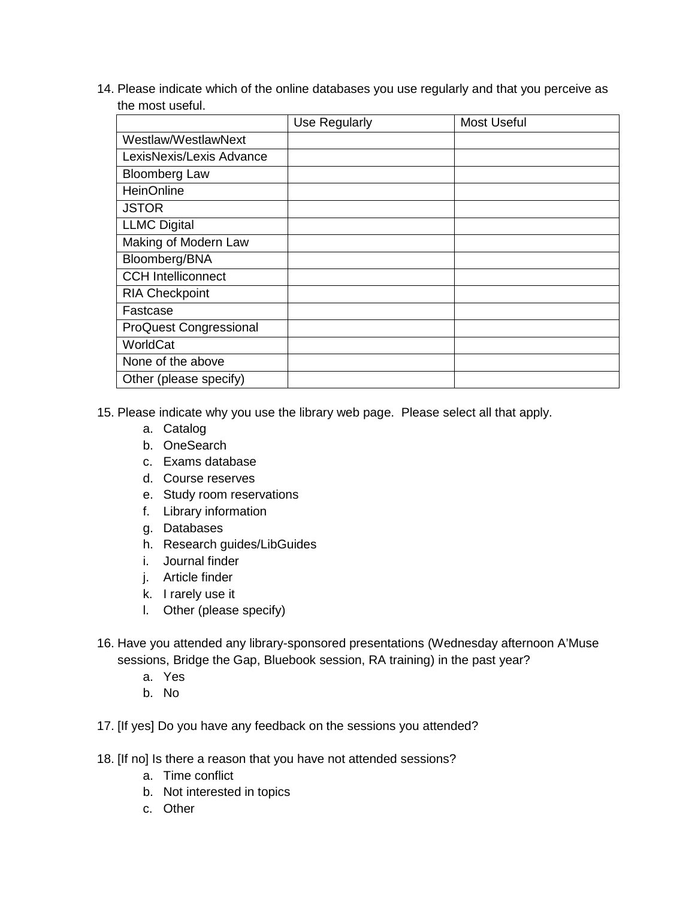14. Please indicate which of the online databases you use regularly and that you perceive as the most useful.

| | Use Regularly | Most Useful |
|---|---|---|
| Westlaw/WestlawNext | | |
| LexisNexis/Lexis Advance | | |
| Bloomberg Law | | |
| HeinOnline | | |
| JSTOR | | |
| LLMC Digital | | |
| Making of Modern Law | | |
| Bloomberg/BNA | | |
| CCH Intelliconnect | | |
| RIA Checkpoint | | |
| Fastcase | | |
| ProQuest Congressional | | |
| WorldCat | | |
| None of the above | | |
| Other (please specify) | | |

15. Please indicate why you use the library web page. Please select all that apply.
    a. Catalog
    b. OneSearch
    c. Exams database
    d. Course reserves
    e. Study room reservations
    f. Library information
    g. Databases
    h. Research guides/LibGuides
    i. Journal finder
    j. Article finder
    k. I rarely use it
    l. Other (please specify)

16. Have you attended any library-sponsored presentations (Wednesday afternoon A'Muse sessions, Bridge the Gap, Bluebook session, RA training) in the past year?
    a. Yes
    b. No

17. [If yes] Do you have any feedback on the sessions you attended?

18. [If no] Is there a reason that you have not attended sessions?
    a. Time conflict
    b. Not interested in topics
    c. Other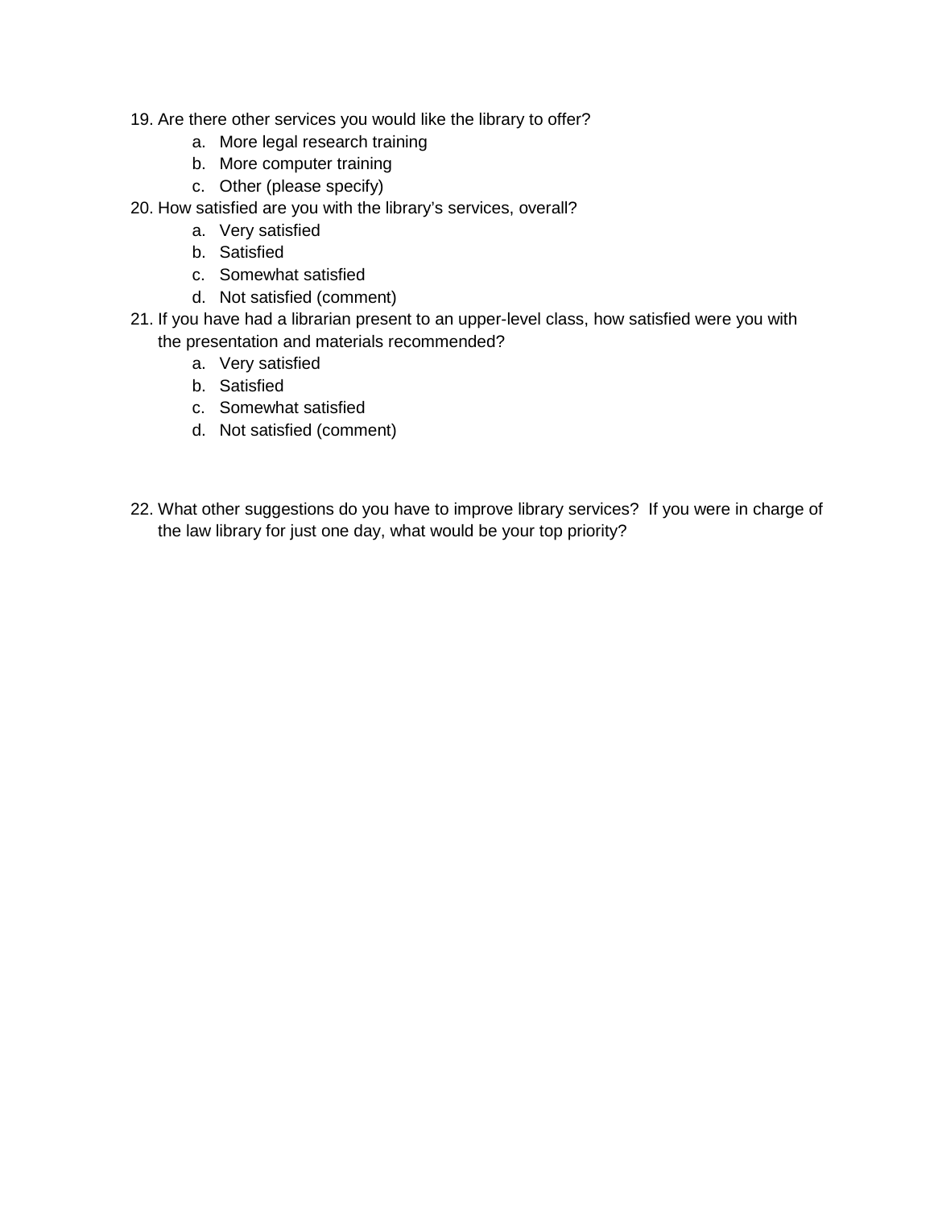19. Are there other services you would like the library to offer?
    a. More legal research training
    b. More computer training
    c. Other (please specify)
20. How satisfied are you with the library's services, overall?
    a. Very satisfied
    b. Satisfied
    c. Somewhat satisfied
    d. Not satisfied (comment)
21. If you have had a librarian present to an upper-level class, how satisfied were you with the presentation and materials recommended?
    a. Very satisfied
    b. Satisfied
    c. Somewhat satisfied
    d. Not satisfied (comment)

22. What other suggestions do you have to improve library services? If you were in charge of the law library for just one day, what would be your top priority?